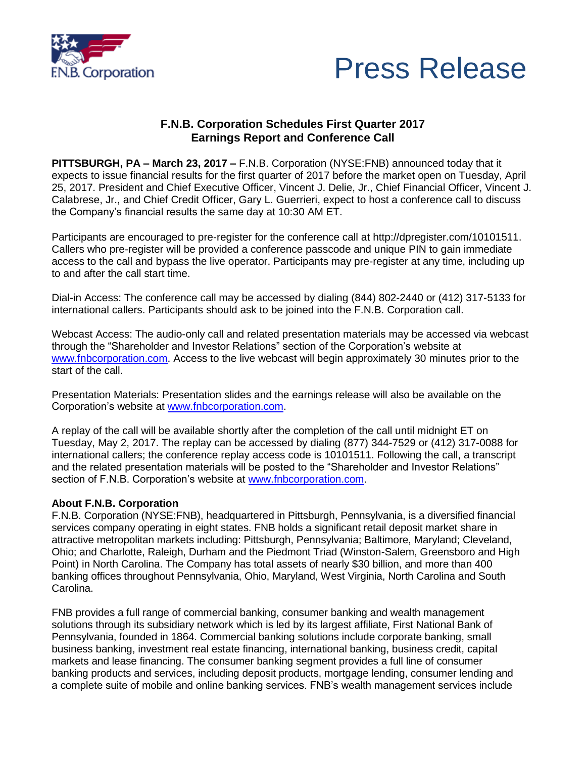F.N.B. Corporation

# Press Release

## F.N.B. Corporation Schedules First Quarter 2017 Earnings Report and Conference Call

**PITTSBURGH, PA – March 23, 2017 –** F.N.B. Corporation (NYSE:FNB) announced today that it expects to issue financial results for the first quarter of 2017 before the market open on Tuesday, April 25, 2017. President and Chief Executive Officer, Vincent J. Delie, Jr., Chief Financial Officer, Vincent J. Calabrese, Jr., and Chief Credit Officer, Gary L. Guerrieri, expect to host a conference call to discuss the Company's financial results the same day at 10:30 AM ET.

Participants are encouraged to pre-register for the conference call at http://dpregister.com/10101511. Callers who pre-register will be provided a conference passcode and unique PIN to gain immediate access to the call and bypass the live operator. Participants may pre-register at any time, including up to and after the call start time.

Dial-in Access: The conference call may be accessed by dialing (844) 802-2440 or (412) 317-5133 for international callers. Participants should ask to be joined into the F.N.B. Corporation call.

Webcast Access: The audio-only call and related presentation materials may be accessed via webcast through the "Shareholder and Investor Relations" section of the Corporation's website at www.fnbcorporation.com. Access to the live webcast will begin approximately 30 minutes prior to the start of the call.

Presentation Materials: Presentation slides and the earnings release will also be available on the Corporation's website at www.fnbcorporation.com.

A replay of the call will be available shortly after the completion of the call until midnight ET on Tuesday, May 2, 2017. The replay can be accessed by dialing (877) 344-7529 or (412) 317-0088 for international callers; the conference replay access code is 10101511. Following the call, a transcript and the related presentation materials will be posted to the "Shareholder and Investor Relations" section of F.N.B. Corporation's website at www.fnbcorporation.com.

**About F.N.B. Corporation**

F.N.B. Corporation (NYSE:FNB), headquartered in Pittsburgh, Pennsylvania, is a diversified financial services company operating in eight states. FNB holds a significant retail deposit market share in attractive metropolitan markets including: Pittsburgh, Pennsylvania; Baltimore, Maryland; Cleveland, Ohio; and Charlotte, Raleigh, Durham and the Piedmont Triad (Winston-Salem, Greensboro and High Point) in North Carolina. The Company has total assets of nearly $30 billion, and more than 400 banking offices throughout Pennsylvania, Ohio, Maryland, West Virginia, North Carolina and South Carolina.

FNB provides a full range of commercial banking, consumer banking and wealth management solutions through its subsidiary network which is led by its largest affiliate, First National Bank of Pennsylvania, founded in 1864. Commercial banking solutions include corporate banking, small business banking, investment real estate financing, international banking, business credit, capital markets and lease financing. The consumer banking segment provides a full line of consumer banking products and services, including deposit products, mortgage lending, consumer lending and a complete suite of mobile and online banking services. FNB's wealth management services include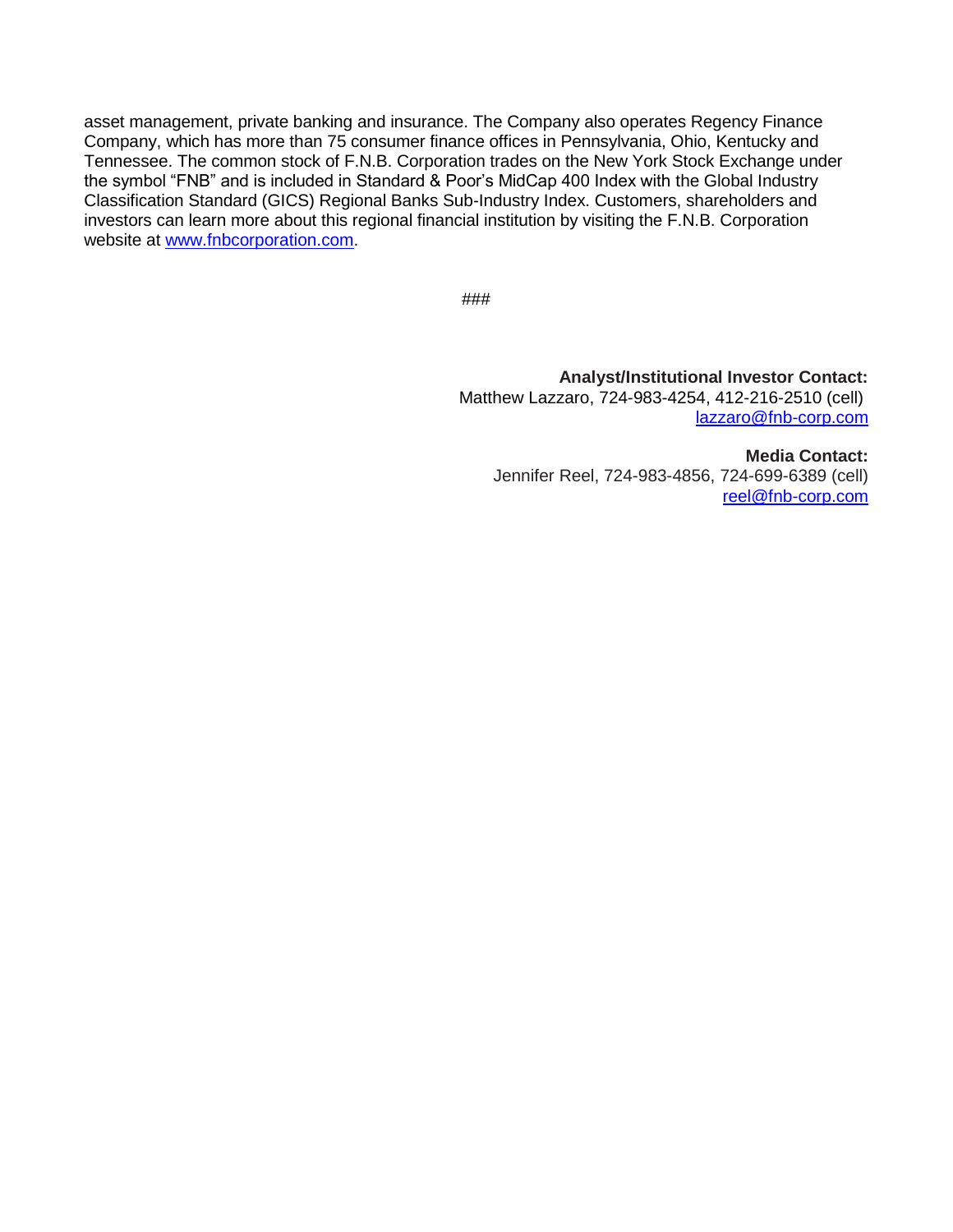asset management, private banking and insurance. The Company also operates Regency Finance Company, which has more than 75 consumer finance offices in Pennsylvania, Ohio, Kentucky and Tennessee. The common stock of F.N.B. Corporation trades on the New York Stock Exchange under the symbol "FNB" and is included in Standard & Poor's MidCap 400 Index with the Global Industry Classification Standard (GICS) Regional Banks Sub-Industry Index. Customers, shareholders and investors can learn more about this regional financial institution by visiting the F.N.B. Corporation website at www.fnbcorporation.com.

###

**Analyst/Institutional Investor Contact:**
Matthew Lazzaro, 724-983-4254, 412-216-2510 (cell)
lazzaro@fnb-corp.com

**Media Contact:**
Jennifer Reel, 724-983-4856, 724-699-6389 (cell)
reel@fnb-corp.com